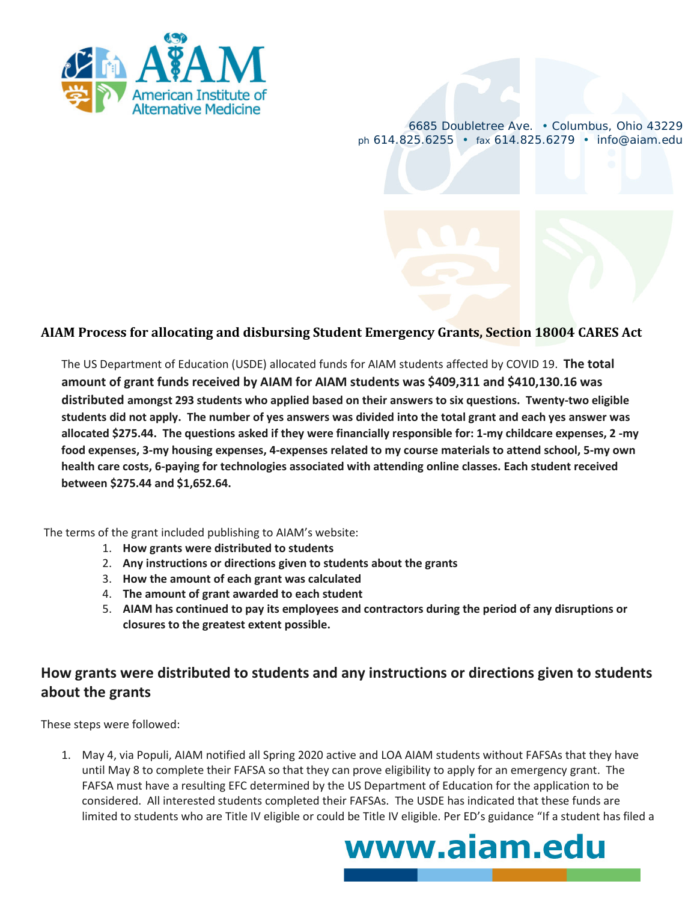American Institute of Alternative Medicine

6685 Doubletree Ave. • Columbus, Ohio 43229
ph 614.825.6255 • fax 614.825.6279 • info@aiam.edu

## AIAM Process for allocating and disbursing Student Emergency Grants, Section 18004 CARES Act

The US Department of Education (USDE) allocated funds for AIAM students affected by COVID 19. **The total amount of grant funds received by AIAM for AIAM students was $409,311 and $410,130.16 was distributed amongst 293 students who applied based on their answers to six questions. Twenty-two eligible students did not apply. The number of yes answers was divided into the total grant and each yes answer was allocated $275.44. The questions asked if they were financially responsible for: 1-my childcare expenses, 2 -my food expenses, 3-my housing expenses, 4-expenses related to my course materials to attend school, 5-my own health care costs, 6-paying for technologies associated with attending online classes. Each student received between $275.44 and $1,652.64.**

The terms of the grant included publishing to AIAM's website:

1. **How grants were distributed to students**
2. **Any instructions or directions given to students about the grants**
3. **How the amount of each grant was calculated**
4. **The amount of grant awarded to each student**
5. **AIAM has continued to pay its employees and contractors during the period of any disruptions or closures to the greatest extent possible.**

## How grants were distributed to students and any instructions or directions given to students about the grants

These steps were followed:

1. May 4, via Populi, AIAM notified all Spring 2020 active and LOA AIAM students without FAFSAs that they have until May 8 to complete their FAFSA so that they can prove eligibility to apply for an emergency grant. The FAFSA must have a resulting EFC determined by the US Department of Education for the application to be considered. All interested students completed their FAFSAs. The USDE has indicated that these funds are limited to students who are Title IV eligible or could be Title IV eligible. Per ED's guidance "If a student has filed a

www.aiam.edu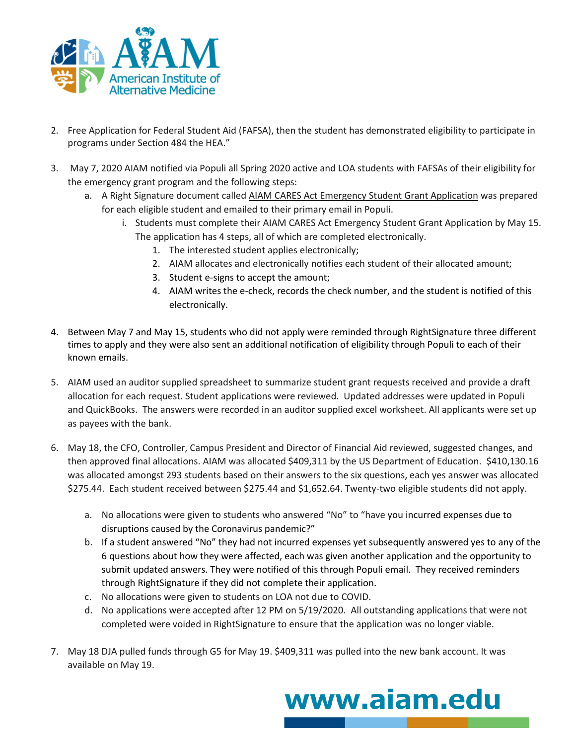2. Free Application for Federal Student Aid (FAFSA), then the student has demonstrated eligibility to participate in programs under Section 484 the HEA."

3. May 7, 2020 AIAM notified via Populi all Spring 2020 active and LOA students with FAFSAs of their eligibility for the emergency grant program and the following steps:
   a. A Right Signature document called AIAM CARES Act Emergency Student Grant Application was prepared for each eligible student and emailed to their primary email in Populi.
      i. Students must complete their AIAM CARES Act Emergency Student Grant Application by May 15. The application has 4 steps, all of which are completed electronically.
         1. The interested student applies electronically;
         2. AIAM allocates and electronically notifies each student of their allocated amount;
         3. Student e-signs to accept the amount;
         4. AIAM writes the e-check, records the check number, and the student is notified of this electronically.

4. Between May 7 and May 15, students who did not apply were reminded through RightSignature three different times to apply and they were also sent an additional notification of eligibility through Populi to each of their known emails.

5. AIAM used an auditor supplied spreadsheet to summarize student grant requests received and provide a draft allocation for each request. Student applications were reviewed. Updated addresses were updated in Populi and QuickBooks. The answers were recorded in an auditor supplied excel worksheet. All applicants were set up as payees with the bank.

6. May 18, the CFO, Controller, Campus President and Director of Financial Aid reviewed, suggested changes, and then approved final allocations. AIAM was allocated $409,311 by the US Department of Education. $410,130.16 was allocated amongst 293 students based on their answers to the six questions, each yes answer was allocated $275.44. Each student received between $275.44 and $1,652.64. Twenty-two eligible students did not apply.
   a. No allocations were given to students who answered "No" to "have you incurred expenses due to disruptions caused by the Coronavirus pandemic?"
   b. If a student answered "No" they had not incurred expenses yet subsequently answered yes to any of the 6 questions about how they were affected, each was given another application and the opportunity to submit updated answers. They were notified of this through Populi email. They received reminders through RightSignature if they did not complete their application.
   c. No allocations were given to students on LOA not due to COVID.
   d. No applications were accepted after 12 PM on 5/19/2020. All outstanding applications that were not completed were voided in RightSignature to ensure that the application was no longer viable.

7. May 18 DJA pulled funds through G5 for May 19. $409,311 was pulled into the new bank account. It was available on May 19.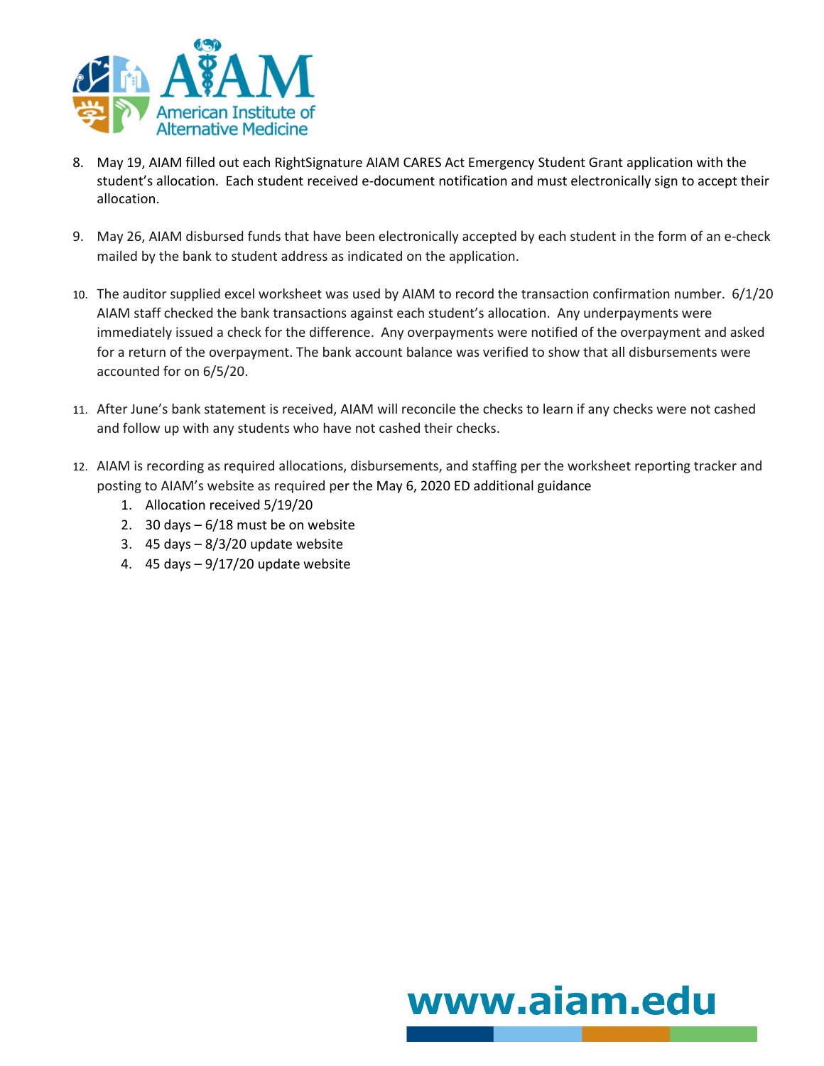8. May 19, AIAM filled out each RightSignature AIAM CARES Act Emergency Student Grant application with the student's allocation. Each student received e-document notification and must electronically sign to accept their allocation.

9. May 26, AIAM disbursed funds that have been electronically accepted by each student in the form of an e-check mailed by the bank to student address as indicated on the application.

10. The auditor supplied excel worksheet was used by AIAM to record the transaction confirmation number. 6/1/20 AIAM staff checked the bank transactions against each student's allocation. Any underpayments were immediately issued a check for the difference. Any overpayments were notified of the overpayment and asked for a return of the overpayment. The bank account balance was verified to show that all disbursements were accounted for on 6/5/20.

11. After June's bank statement is received, AIAM will reconcile the checks to learn if any checks were not cashed and follow up with any students who have not cashed their checks.

12. AIAM is recording as required allocations, disbursements, and staffing per the worksheet reporting tracker and posting to AIAM's website as required per the May 6, 2020 ED additional guidance
    1. Allocation received 5/19/20
    2. 30 days – 6/18 must be on website
    3. 45 days – 8/3/20 update website
    4. 45 days – 9/17/20 update website